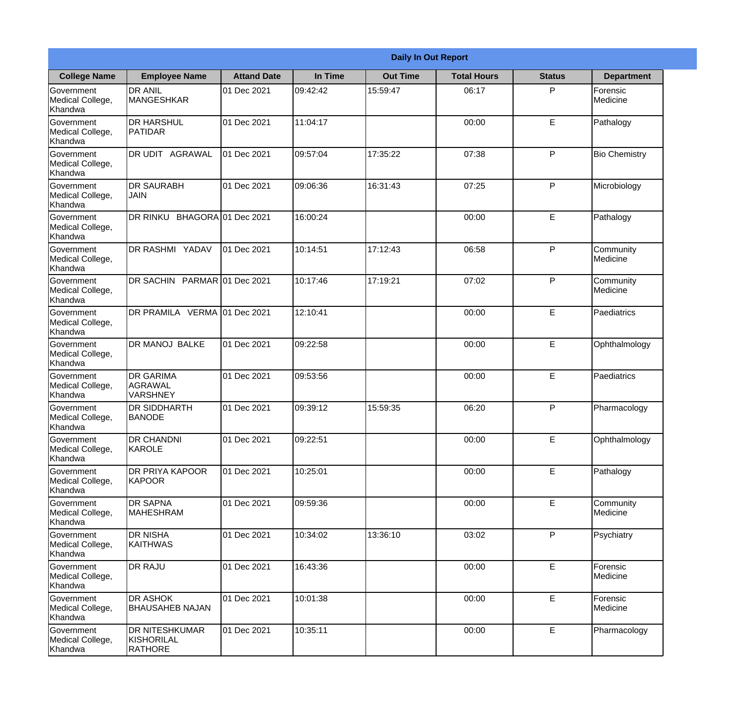## Daily In Out Report

| College Name | Employee Name | Attand Date | In Time | Out Time | Total Hours | Status | Department |
|---|---|---|---|---|---|---|---|
| Government Medical College, Khandwa | DR ANIL MANGESHKAR | 01 Dec 2021 | 09:42:42 | 15:59:47 | 06:17 | P | Forensic Medicine |
| Government Medical College, Khandwa | DR HARSHUL PATIDAR | 01 Dec 2021 | 11:04:17 | | 00:00 | E | Pathalogy |
| Government Medical College, Khandwa | DR UDIT AGRAWAL | 01 Dec 2021 | 09:57:04 | 17:35:22 | 07:38 | P | Bio Chemistry |
| Government Medical College, Khandwa | DR SAURABH JAIN | 01 Dec 2021 | 09:06:36 | 16:31:43 | 07:25 | P | Microbiology |
| Government Medical College, Khandwa | DR RINKU BHAGORA | 01 Dec 2021 | 16:00:24 | | 00:00 | E | Pathalogy |
| Government Medical College, Khandwa | DR RASHMI YADAV | 01 Dec 2021 | 10:14:51 | 17:12:43 | 06:58 | P | Community Medicine |
| Government Medical College, Khandwa | DR SACHIN PARMAR | 01 Dec 2021 | 10:17:46 | 17:19:21 | 07:02 | P | Community Medicine |
| Government Medical College, Khandwa | DR PRAMILA VERMA | 01 Dec 2021 | 12:10:41 | | 00:00 | E | Paediatrics |
| Government Medical College, Khandwa | DR MANOJ BALKE | 01 Dec 2021 | 09:22:58 | | 00:00 | E | Ophthalmology |
| Government Medical College, Khandwa | DR GARIMA AGRAWAL VARSHNEY | 01 Dec 2021 | 09:53:56 | | 00:00 | E | Paediatrics |
| Government Medical College, Khandwa | DR SIDDHARTH BANODE | 01 Dec 2021 | 09:39:12 | 15:59:35 | 06:20 | P | Pharmacology |
| Government Medical College, Khandwa | DR CHANDNI KAROLE | 01 Dec 2021 | 09:22:51 | | 00:00 | E | Ophthalmology |
| Government Medical College, Khandwa | DR PRIYA KAPOOR KAPOOR | 01 Dec 2021 | 10:25:01 | | 00:00 | E | Pathalogy |
| Government Medical College, Khandwa | DR SAPNA MAHESHRAM | 01 Dec 2021 | 09:59:36 | | 00:00 | E | Community Medicine |
| Government Medical College, Khandwa | DR NISHA KAITHWAS | 01 Dec 2021 | 10:34:02 | 13:36:10 | 03:02 | P | Psychiatry |
| Government Medical College, Khandwa | DR RAJU | 01 Dec 2021 | 16:43:36 | | 00:00 | E | Forensic Medicine |
| Government Medical College, Khandwa | DR ASHOK BHAUSAHEB NAJAN | 01 Dec 2021 | 10:01:38 | | 00:00 | E | Forensic Medicine |
| Government Medical College, Khandwa | DR NITESHKUMAR KISHORILAL RATHORE | 01 Dec 2021 | 10:35:11 | | 00:00 | E | Pharmacology |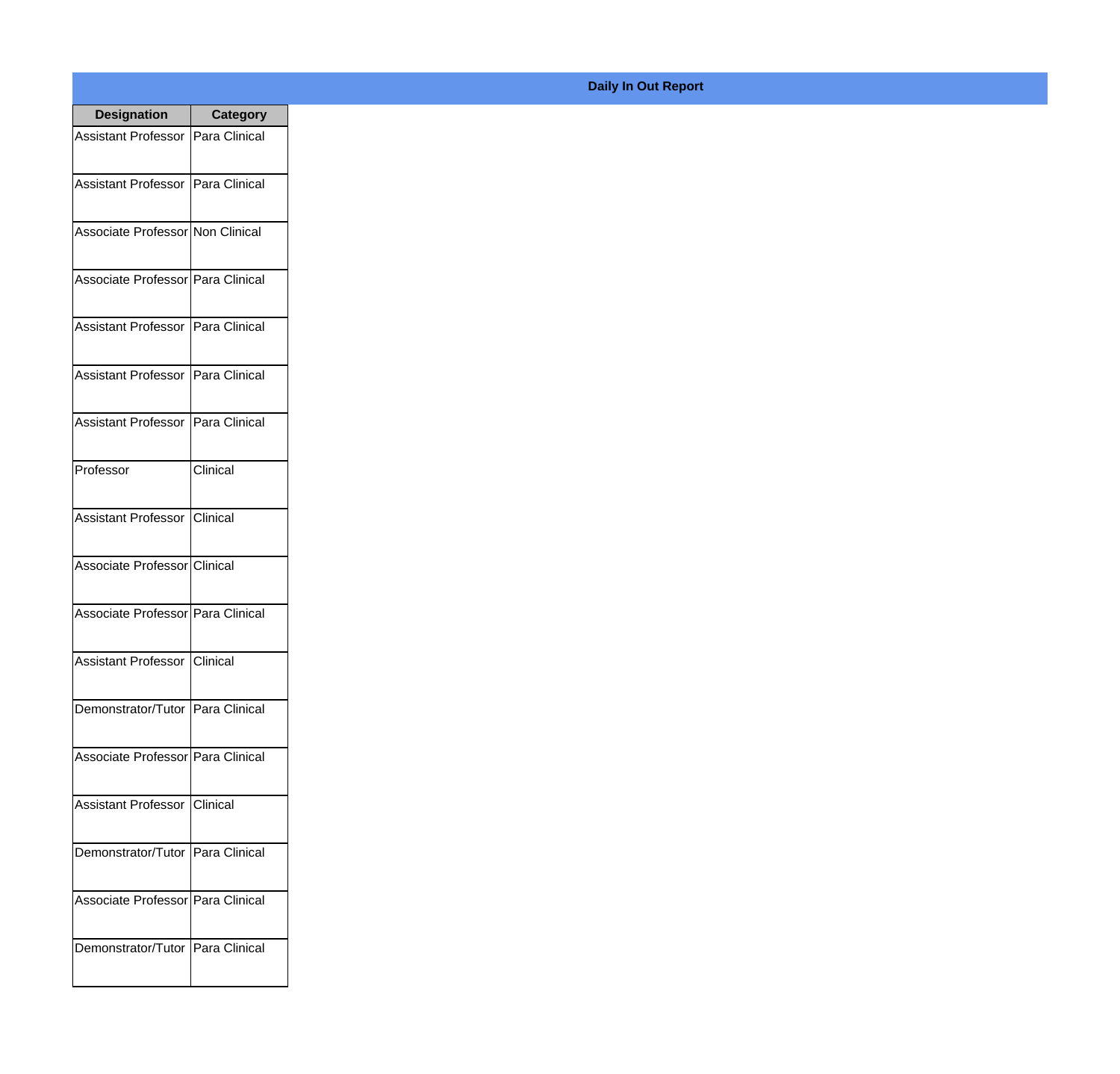**Daily In Out Report**

| Designation | Category |
| --- | --- |
| Assistant Professor | Para Clinical |
| Assistant Professor | Para Clinical |
| Associate Professor | Non Clinical |
| Associate Professor | Para Clinical |
| Assistant Professor | Para Clinical |
| Assistant Professor | Para Clinical |
| Assistant Professor | Para Clinical |
| Professor | Clinical |
| Assistant Professor | Clinical |
| Associate Professor | Clinical |
| Associate Professor | Para Clinical |
| Assistant Professor | Clinical |
| Demonstrator/Tutor | Para Clinical |
| Associate Professor | Para Clinical |
| Assistant Professor | Clinical |
| Demonstrator/Tutor | Para Clinical |
| Associate Professor | Para Clinical |
| Demonstrator/Tutor | Para Clinical |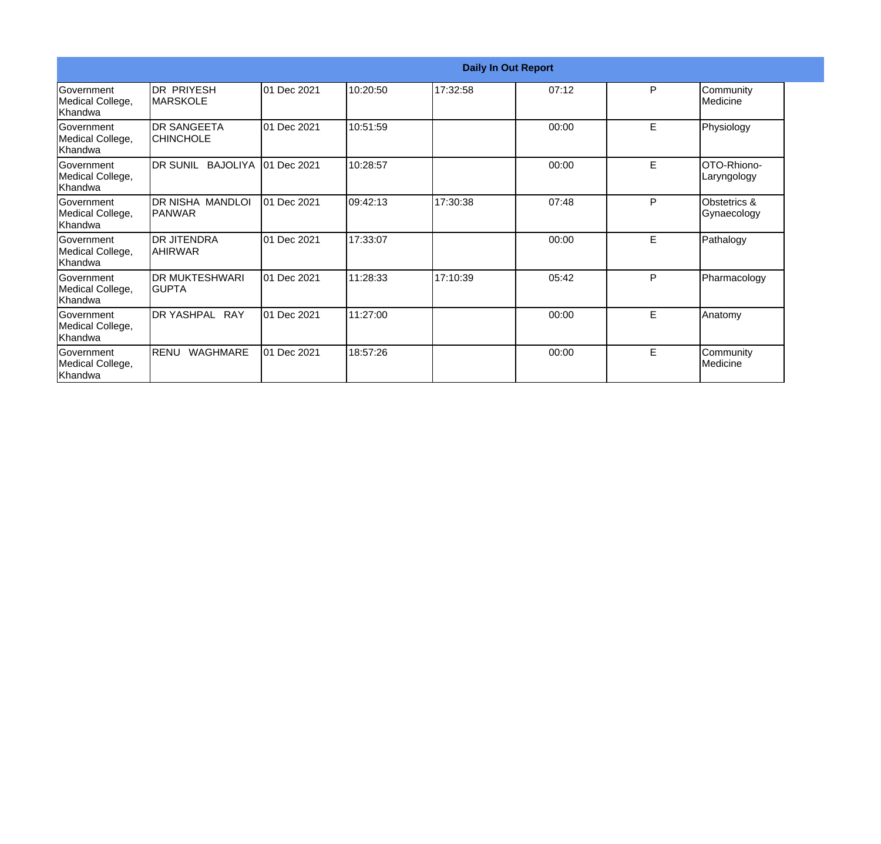| Daily In Out Report | | | | | | | |
|---|---|---|---|---|---|---|---|
| Government Medical College, Khandwa | DR PRIYESH MARSKOLE | 01 Dec 2021 | 10:20:50 | 17:32:58 | 07:12 | P | Community Medicine |
| Government Medical College, Khandwa | DR SANGEETA CHINCHOLE | 01 Dec 2021 | 10:51:59 | | 00:00 | E | Physiology |
| Government Medical College, Khandwa | DR SUNIL BAJOLIYA | 01 Dec 2021 | 10:28:57 | | 00:00 | E | OTO-Rhiono-Laryngology |
| Government Medical College, Khandwa | DR NISHA MANDLOI PANWAR | 01 Dec 2021 | 09:42:13 | 17:30:38 | 07:48 | P | Obstetrics & Gynaecology |
| Government Medical College, Khandwa | DR JITENDRA AHIRWAR | 01 Dec 2021 | 17:33:07 | | 00:00 | E | Pathalogy |
| Government Medical College, Khandwa | DR MUKTESHWARI GUPTA | 01 Dec 2021 | 11:28:33 | 17:10:39 | 05:42 | P | Pharmacology |
| Government Medical College, Khandwa | DR YASHPAL RAY | 01 Dec 2021 | 11:27:00 | | 00:00 | E | Anatomy |
| Government Medical College, Khandwa | RENU WAGHMARE | 01 Dec 2021 | 18:57:26 | | 00:00 | E | Community Medicine |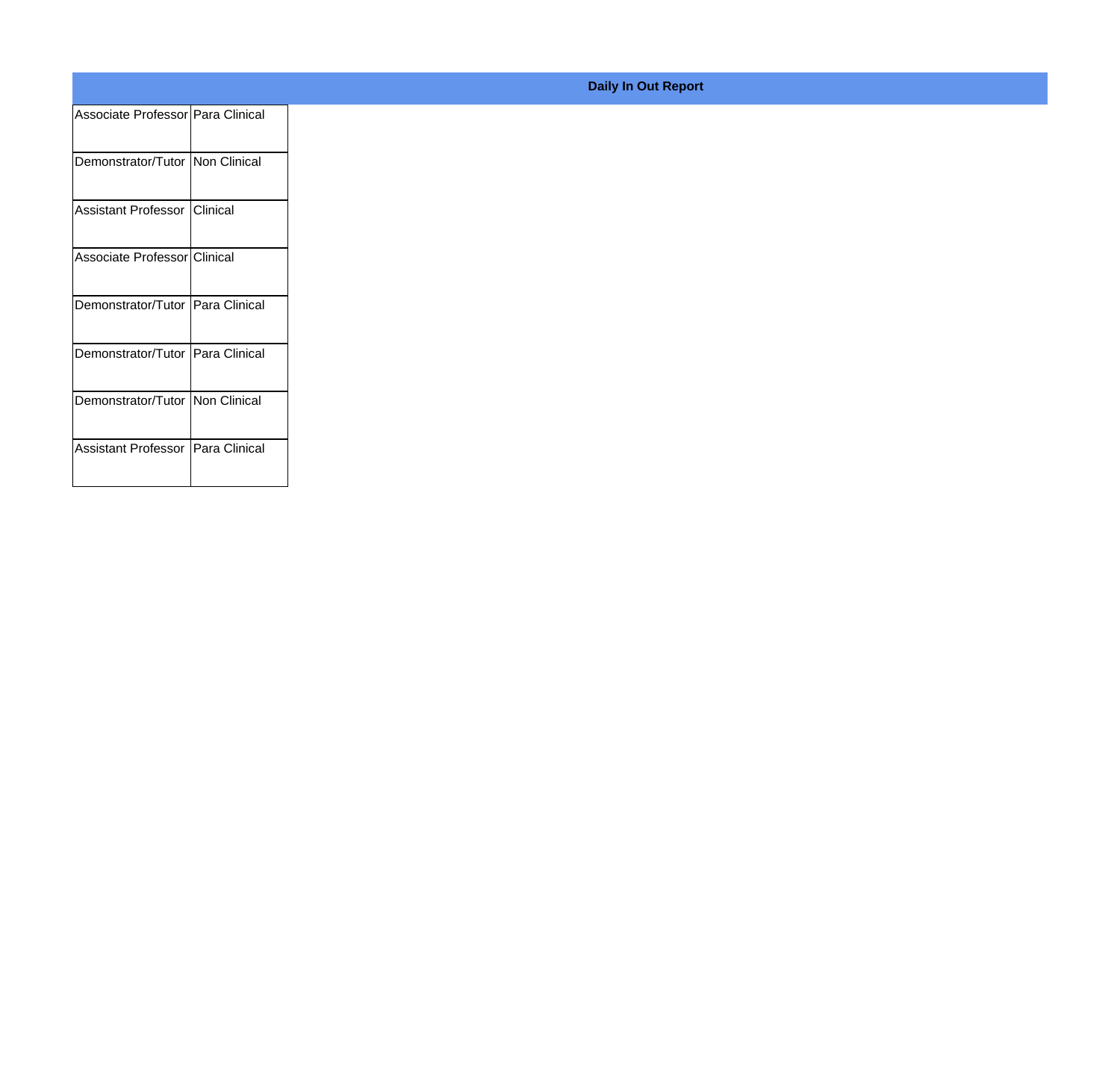**Daily In Out Report**

| | |
|---|---|
| Associate Professor | Para Clinical |
| Demonstrator/Tutor | Non Clinical |
| Assistant Professor | Clinical |
| Associate Professor | Clinical |
| Demonstrator/Tutor | Para Clinical |
| Demonstrator/Tutor | Para Clinical |
| Demonstrator/Tutor | Non Clinical |
| Assistant Professor | Para Clinical |